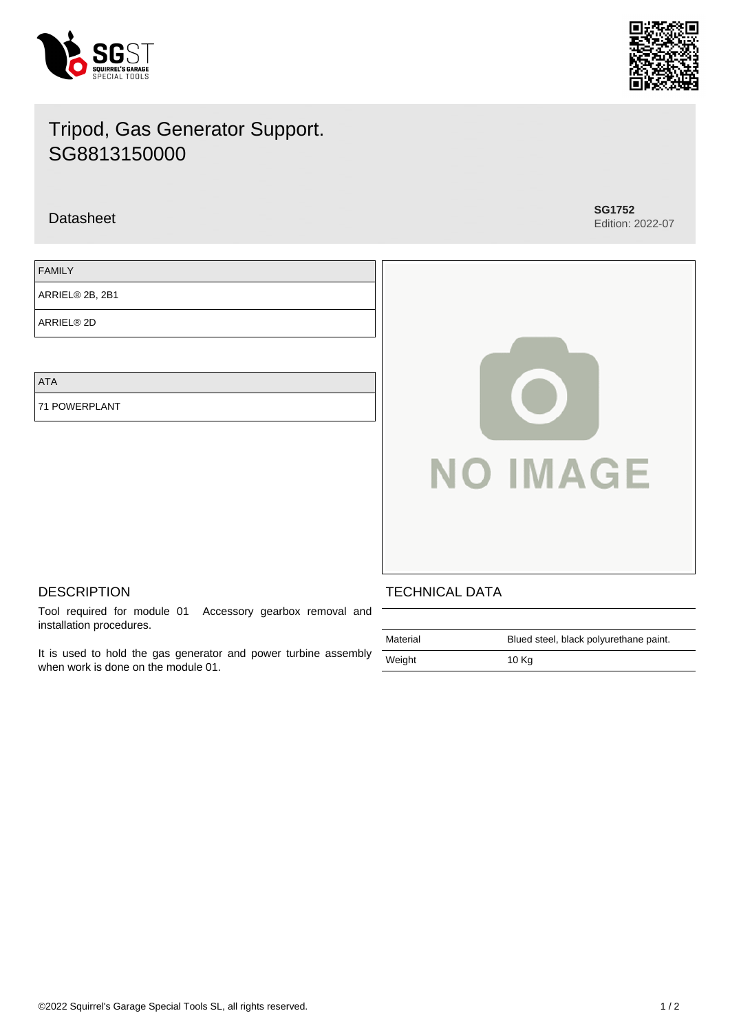# Tripod, Gas Generator Support. SG8813150000

Datasheet

**SG1752**
Edition: 2022-07

| FAMILY |
| --- |
| ARRIEL® 2B, 2B1 |
| ARRIEL® 2D |

| ATA |
| --- |
| 71 POWERPLANT |

## DESCRIPTION

Tool required for module 01 Accessory gearbox removal and installation procedures.

It is used to hold the gas generator and power turbine assembly when work is done on the module 01.

## TECHNICAL DATA

| | |
| --- | --- |
| Material | Blued steel, black polyurethane paint. |
| Weight | 10 Kg |

©2022 Squirrel's Garage Special Tools SL, all rights reserved.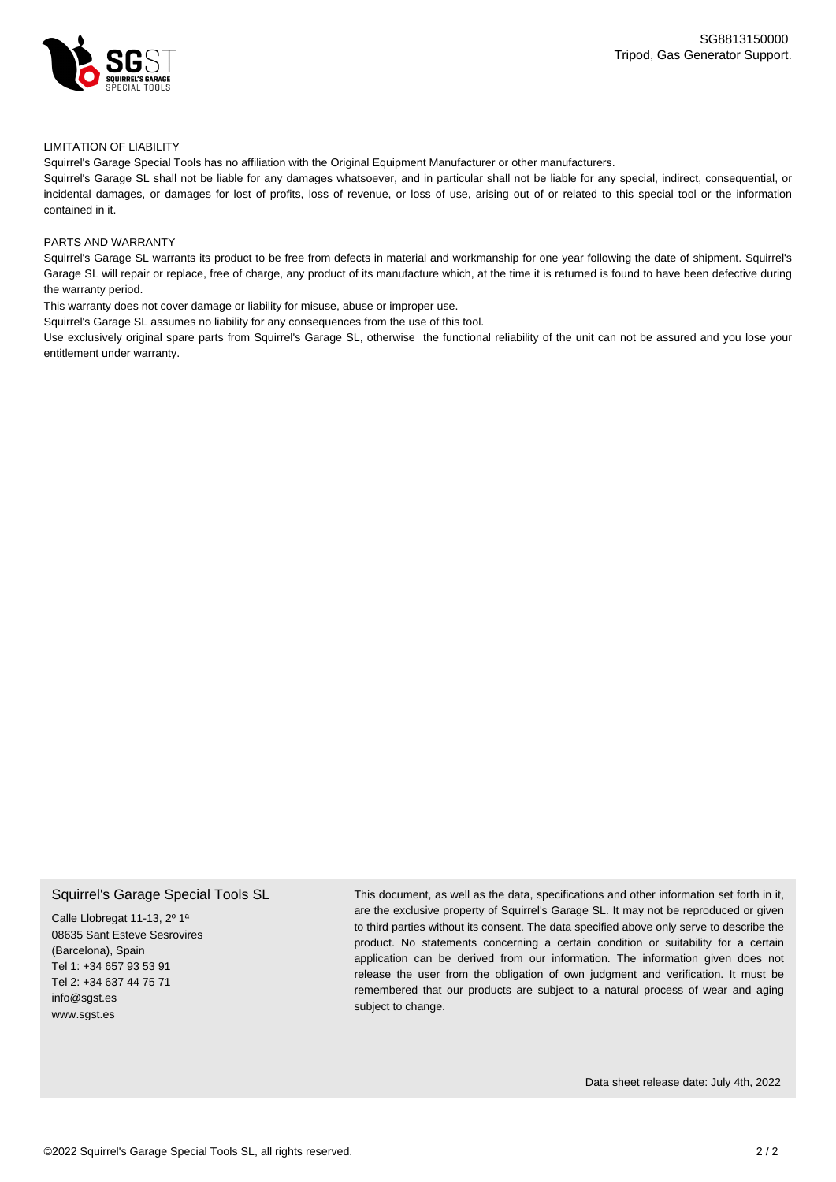LIMITATION OF LIABILITY

Squirrel's Garage Special Tools has no affiliation with the Original Equipment Manufacturer or other manufacturers.

Squirrel's Garage SL shall not be liable for any damages whatsoever, and in particular shall not be liable for any special, indirect, consequential, or incidental damages, or damages for lost of profits, loss of revenue, or loss of use, arising out of or related to this special tool or the information contained in it.

PARTS AND WARRANTY

Squirrel's Garage SL warrants its product to be free from defects in material and workmanship for one year following the date of shipment. Squirrel's Garage SL will repair or replace, free of charge, any product of its manufacture which, at the time it is returned is found to have been defective during the warranty period.

This warranty does not cover damage or liability for misuse, abuse or improper use.

Squirrel's Garage SL assumes no liability for any consequences from the use of this tool.

Use exclusively original spare parts from Squirrel's Garage SL, otherwise the functional reliability of the unit can not be assured and you lose your entitlement under warranty.

Squirrel's Garage Special Tools SL

Calle Llobregat 11-13, 2º 1ª
08635 Sant Esteve Sesrovires
(Barcelona), Spain
Tel 1: +34 657 93 53 91
Tel 2: +34 637 44 75 71
info@sgst.es
www.sgst.es

This document, as well as the data, specifications and other information set forth in it, are the exclusive property of Squirrel's Garage SL. It may not be reproduced or given to third parties without its consent. The data specified above only serve to describe the product. No statements concerning a certain condition or suitability for a certain application can be derived from our information. The information given does not release the user from the obligation of own judgment and verification. It must be remembered that our products are subject to a natural process of wear and aging subject to change.

Data sheet release date: July 4th, 2022

©2022 Squirrel's Garage Special Tools SL, all rights reserved.